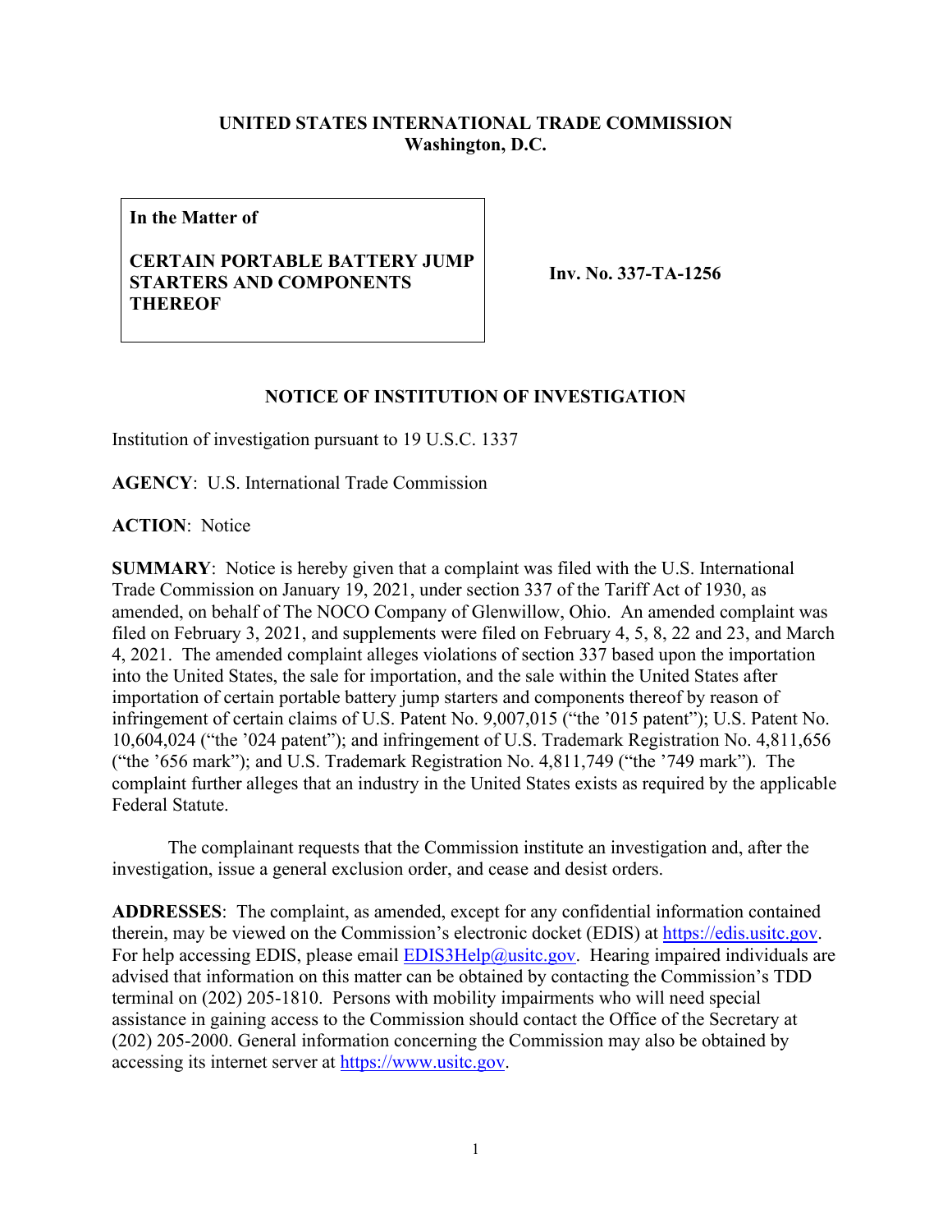**UNITED STATES INTERNATIONAL TRADE COMMISSION**
**Washington, D.C.**

| **In the Matter of**<br><br>**CERTAIN PORTABLE BATTERY JUMP STARTERS AND COMPONENTS THEREOF** | **Inv. No. 337-TA-1256** |
|---|---|

## NOTICE OF INSTITUTION OF INVESTIGATION

Institution of investigation pursuant to 19 U.S.C. 1337

**AGENCY**: U.S. International Trade Commission

**ACTION**: Notice

**SUMMARY**: Notice is hereby given that a complaint was filed with the U.S. International Trade Commission on January 19, 2021, under section 337 of the Tariff Act of 1930, as amended, on behalf of The NOCO Company of Glenwillow, Ohio. An amended complaint was filed on February 3, 2021, and supplements were filed on February 4, 5, 8, 22 and 23, and March 4, 2021. The amended complaint alleges violations of section 337 based upon the importation into the United States, the sale for importation, and the sale within the United States after importation of certain portable battery jump starters and components thereof by reason of infringement of certain claims of U.S. Patent No. 9,007,015 ("the '015 patent"); U.S. Patent No. 10,604,024 ("the '024 patent"); and infringement of U.S. Trademark Registration No. 4,811,656 ("the '656 mark"); and U.S. Trademark Registration No. 4,811,749 ("the '749 mark"). The complaint further alleges that an industry in the United States exists as required by the applicable Federal Statute.

The complainant requests that the Commission institute an investigation and, after the investigation, issue a general exclusion order, and cease and desist orders.

**ADDRESSES**: The complaint, as amended, except for any confidential information contained therein, may be viewed on the Commission's electronic docket (EDIS) at https://edis.usitc.gov. For help accessing EDIS, please email EDIS3Help@usitc.gov. Hearing impaired individuals are advised that information on this matter can be obtained by contacting the Commission's TDD terminal on (202) 205-1810. Persons with mobility impairments who will need special assistance in gaining access to the Commission should contact the Office of the Secretary at (202) 205-2000. General information concerning the Commission may also be obtained by accessing its internet server at https://www.usitc.gov.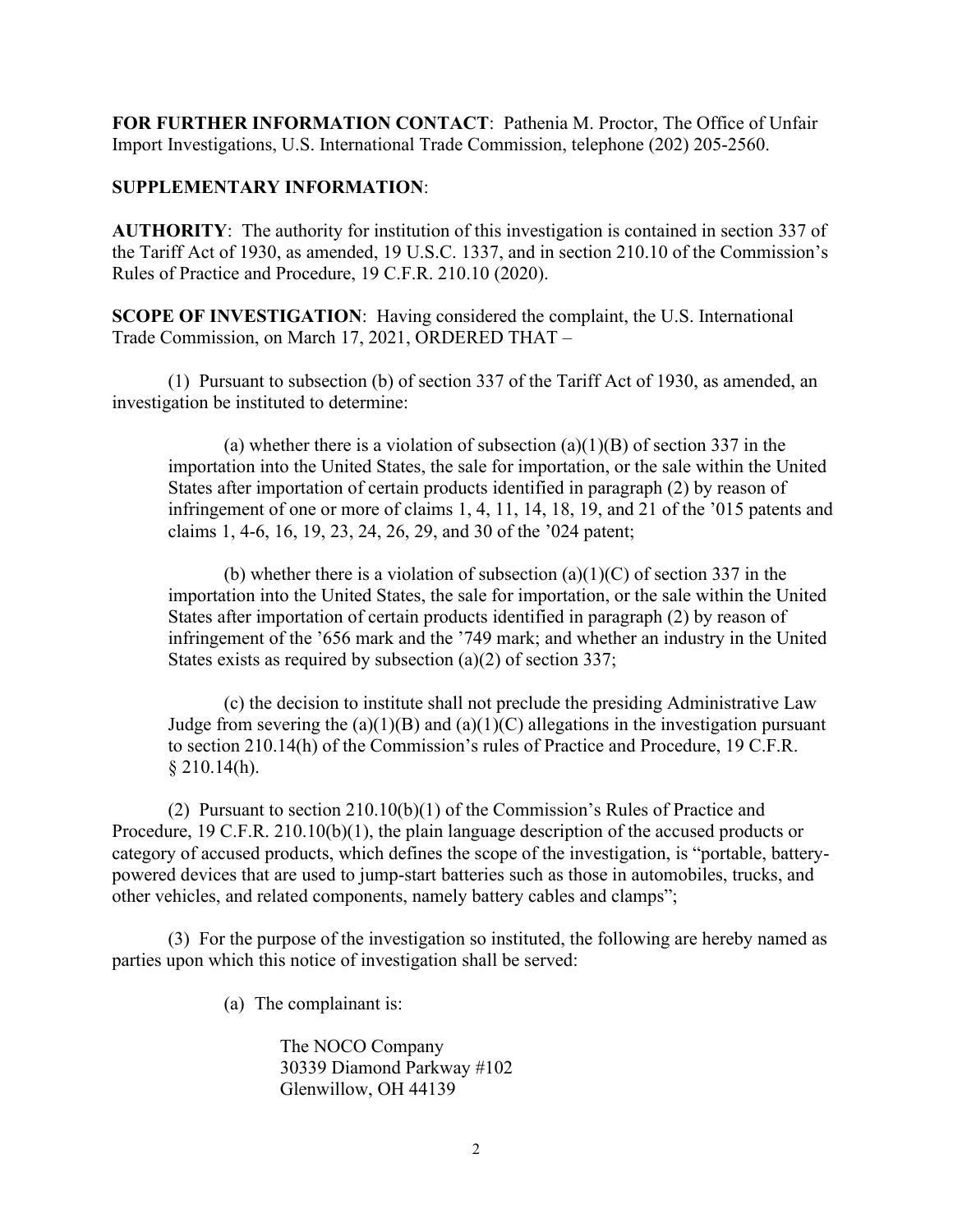**FOR FURTHER INFORMATION CONTACT**: Pathenia M. Proctor, The Office of Unfair Import Investigations, U.S. International Trade Commission, telephone (202) 205-2560.

**SUPPLEMENTARY INFORMATION**:

**AUTHORITY**: The authority for institution of this investigation is contained in section 337 of the Tariff Act of 1930, as amended, 19 U.S.C. 1337, and in section 210.10 of the Commission's Rules of Practice and Procedure, 19 C.F.R. 210.10 (2020).

**SCOPE OF INVESTIGATION**: Having considered the complaint, the U.S. International Trade Commission, on March 17, 2021, ORDERED THAT –

(1) Pursuant to subsection (b) of section 337 of the Tariff Act of 1930, as amended, an investigation be instituted to determine:

(a) whether there is a violation of subsection (a)(1)(B) of section 337 in the importation into the United States, the sale for importation, or the sale within the United States after importation of certain products identified in paragraph (2) by reason of infringement of one or more of claims 1, 4, 11, 14, 18, 19, and 21 of the '015 patents and claims 1, 4-6, 16, 19, 23, 24, 26, 29, and 30 of the '024 patent;

(b) whether there is a violation of subsection (a)(1)(C) of section 337 in the importation into the United States, the sale for importation, or the sale within the United States after importation of certain products identified in paragraph (2) by reason of infringement of the '656 mark and the '749 mark; and whether an industry in the United States exists as required by subsection (a)(2) of section 337;

(c) the decision to institute shall not preclude the presiding Administrative Law Judge from severing the (a)(1)(B) and (a)(1)(C) allegations in the investigation pursuant to section 210.14(h) of the Commission's rules of Practice and Procedure, 19 C.F.R. § 210.14(h).

(2) Pursuant to section 210.10(b)(1) of the Commission's Rules of Practice and Procedure, 19 C.F.R. 210.10(b)(1), the plain language description of the accused products or category of accused products, which defines the scope of the investigation, is "portable, battery-powered devices that are used to jump-start batteries such as those in automobiles, trucks, and other vehicles, and related components, namely battery cables and clamps";

(3) For the purpose of the investigation so instituted, the following are hereby named as parties upon which this notice of investigation shall be served:

(a) The complainant is:

The NOCO Company
30339 Diamond Parkway #102
Glenwillow, OH 44139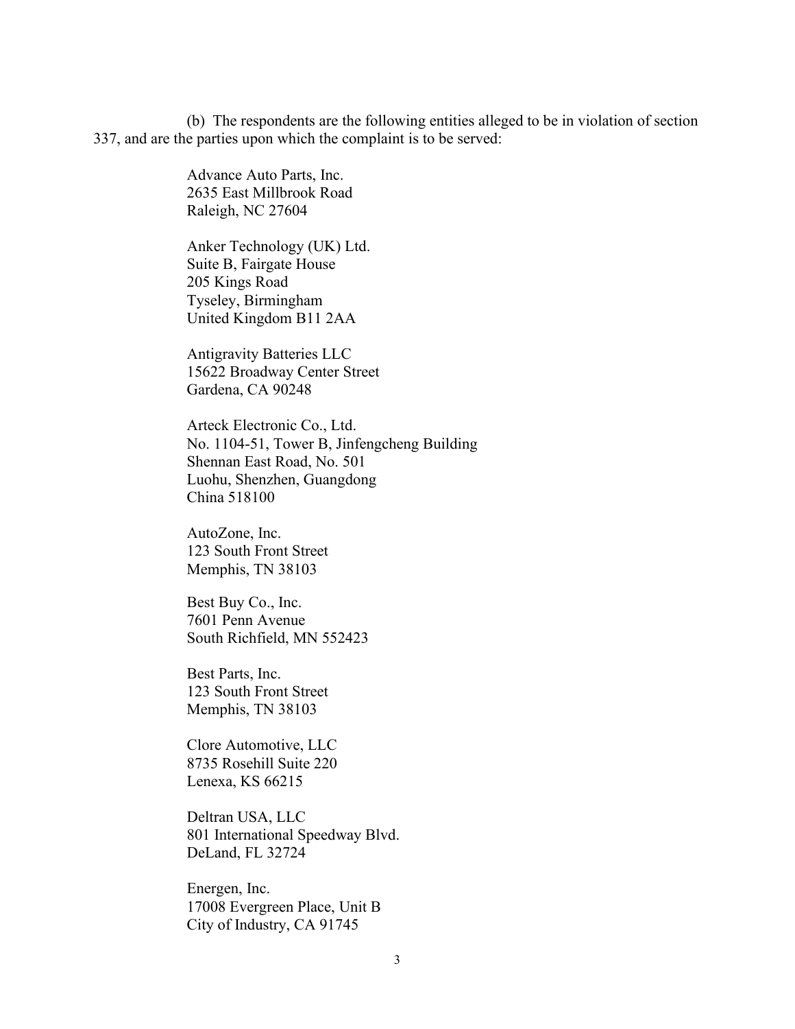(b) The respondents are the following entities alleged to be in violation of section 337, and are the parties upon which the complaint is to be served:

Advance Auto Parts, Inc.
2635 East Millbrook Road
Raleigh, NC 27604

Anker Technology (UK) Ltd.
Suite B, Fairgate House
205 Kings Road
Tyseley, Birmingham
United Kingdom B11 2AA

Antigravity Batteries LLC
15622 Broadway Center Street
Gardena, CA 90248

Arteck Electronic Co., Ltd.
No. 1104-51, Tower B, Jinfengcheng Building
Shennan East Road, No. 501
Luohu, Shenzhen, Guangdong
China 518100

AutoZone, Inc.
123 South Front Street
Memphis, TN 38103

Best Buy Co., Inc.
7601 Penn Avenue
South Richfield, MN 552423

Best Parts, Inc.
123 South Front Street
Memphis, TN 38103

Clore Automotive, LLC
8735 Rosehill Suite 220
Lenexa, KS 66215

Deltran USA, LLC
801 International Speedway Blvd.
DeLand, FL 32724

Energen, Inc.
17008 Evergreen Place, Unit B
City of Industry, CA 91745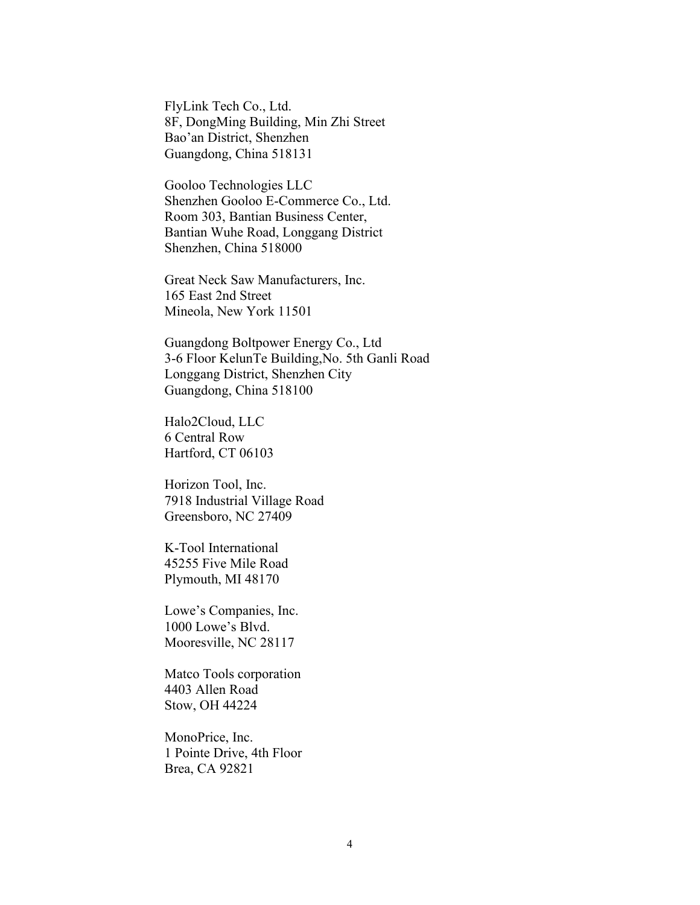FlyLink Tech Co., Ltd.
8F, DongMing Building, Min Zhi Street
Bao'an District, Shenzhen
Guangdong, China 518131

Gooloo Technologies LLC
Shenzhen Gooloo E-Commerce Co., Ltd.
Room 303, Bantian Business Center,
Bantian Wuhe Road, Longgang District
Shenzhen, China 518000

Great Neck Saw Manufacturers, Inc.
165 East 2nd Street
Mineola, New York 11501

Guangdong Boltpower Energy Co., Ltd
3-6 Floor KelunTe Building,No. 5th Ganli Road
Longgang District, Shenzhen City
Guangdong, China 518100

Halo2Cloud, LLC
6 Central Row
Hartford, CT 06103

Horizon Tool, Inc.
7918 Industrial Village Road
Greensboro, NC 27409

K-Tool International
45255 Five Mile Road
Plymouth, MI 48170

Lowe's Companies, Inc.
1000 Lowe's Blvd.
Mooresville, NC 28117

Matco Tools corporation
4403 Allen Road
Stow, OH 44224

MonoPrice, Inc.
1 Pointe Drive, 4th Floor
Brea, CA 92821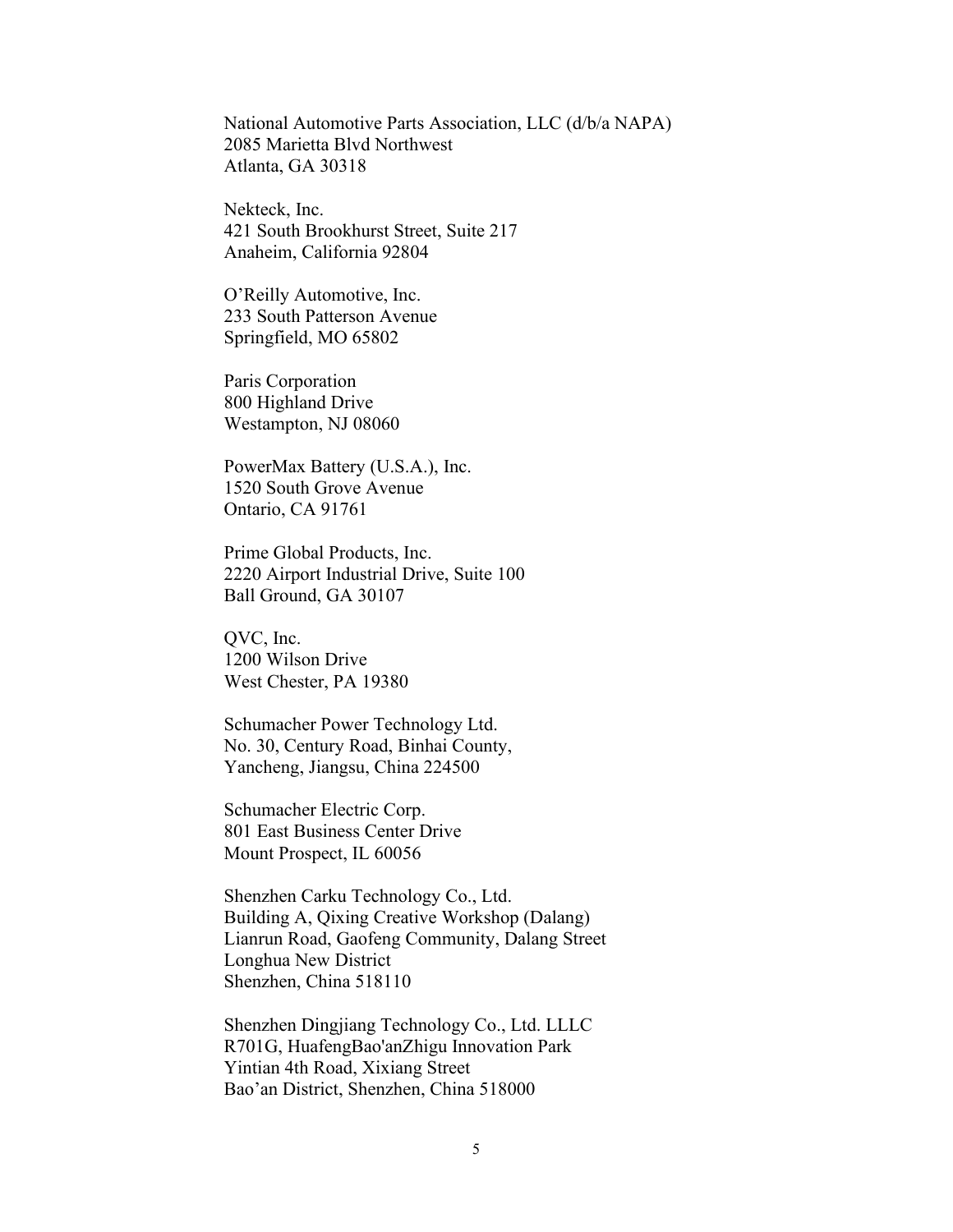National Automotive Parts Association, LLC (d/b/a NAPA)
2085 Marietta Blvd Northwest
Atlanta, GA 30318

Nekteck, Inc.
421 South Brookhurst Street, Suite 217
Anaheim, California 92804

O'Reilly Automotive, Inc.
233 South Patterson Avenue
Springfield, MO 65802

Paris Corporation
800 Highland Drive
Westampton, NJ 08060

PowerMax Battery (U.S.A.), Inc.
1520 South Grove Avenue
Ontario, CA 91761

Prime Global Products, Inc.
2220 Airport Industrial Drive, Suite 100
Ball Ground, GA 30107

QVC, Inc.
1200 Wilson Drive
West Chester, PA 19380

Schumacher Power Technology Ltd.
No. 30, Century Road, Binhai County,
Yancheng, Jiangsu, China 224500

Schumacher Electric Corp.
801 East Business Center Drive
Mount Prospect, IL 60056

Shenzhen Carku Technology Co., Ltd.
Building A, Qixing Creative Workshop (Dalang)
Lianrun Road, Gaofeng Community, Dalang Street
Longhua New District
Shenzhen, China 518110

Shenzhen Dingjiang Technology Co., Ltd. LLLC
R701G, HuafengBao'anZhigu Innovation Park
Yintian 4th Road, Xixiang Street
Bao'an District, Shenzhen, China 518000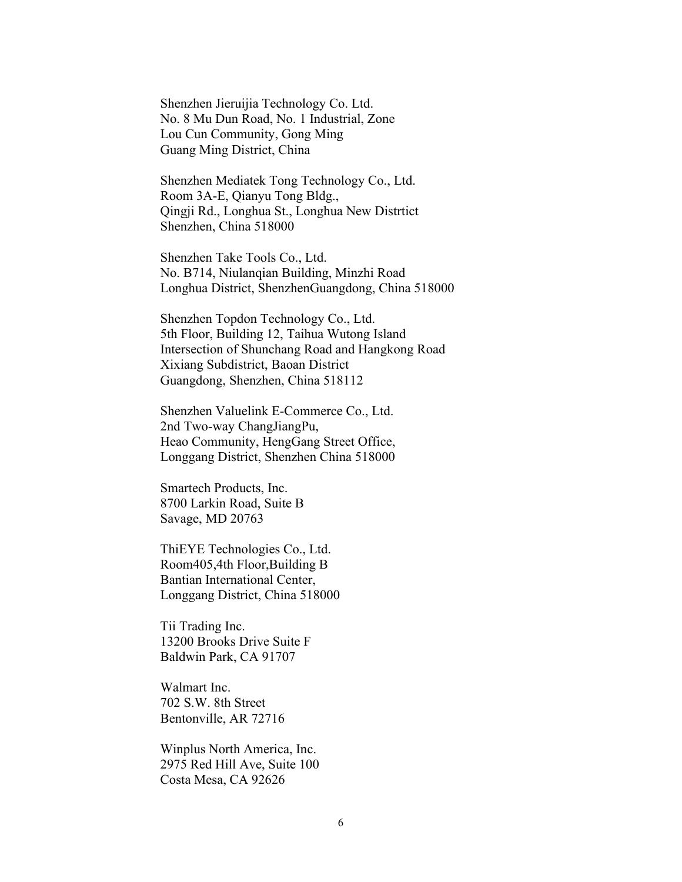Shenzhen Jieruijia Technology Co. Ltd.
No. 8 Mu Dun Road, No. 1 Industrial, Zone
Lou Cun Community, Gong Ming
Guang Ming District, China

Shenzhen Mediatek Tong Technology Co., Ltd.
Room 3A-E, Qianyu Tong Bldg.,
Qingji Rd., Longhua St., Longhua New Distrtict
Shenzhen, China 518000

Shenzhen Take Tools Co., Ltd.
No. B714, Niulanqian Building, Minzhi Road
Longhua District, ShenzhenGuangdong, China 518000

Shenzhen Topdon Technology Co., Ltd.
5th Floor, Building 12, Taihua Wutong Island
Intersection of Shunchang Road and Hangkong Road
Xixiang Subdistrict, Baoan District
Guangdong, Shenzhen, China 518112

Shenzhen Valuelink E-Commerce Co., Ltd.
2nd Two-way ChangJiangPu,
Heao Community, HengGang Street Office,
Longgang District, Shenzhen China 518000

Smartech Products, Inc.
8700 Larkin Road, Suite B
Savage, MD 20763

ThiEYE Technologies Co., Ltd.
Room405,4th Floor,Building B
Bantian International Center,
Longgang District, China 518000

Tii Trading Inc.
13200 Brooks Drive Suite F
Baldwin Park, CA 91707

Walmart Inc.
702 S.W. 8th Street
Bentonville, AR 72716

Winplus North America, Inc.
2975 Red Hill Ave, Suite 100
Costa Mesa, CA 92626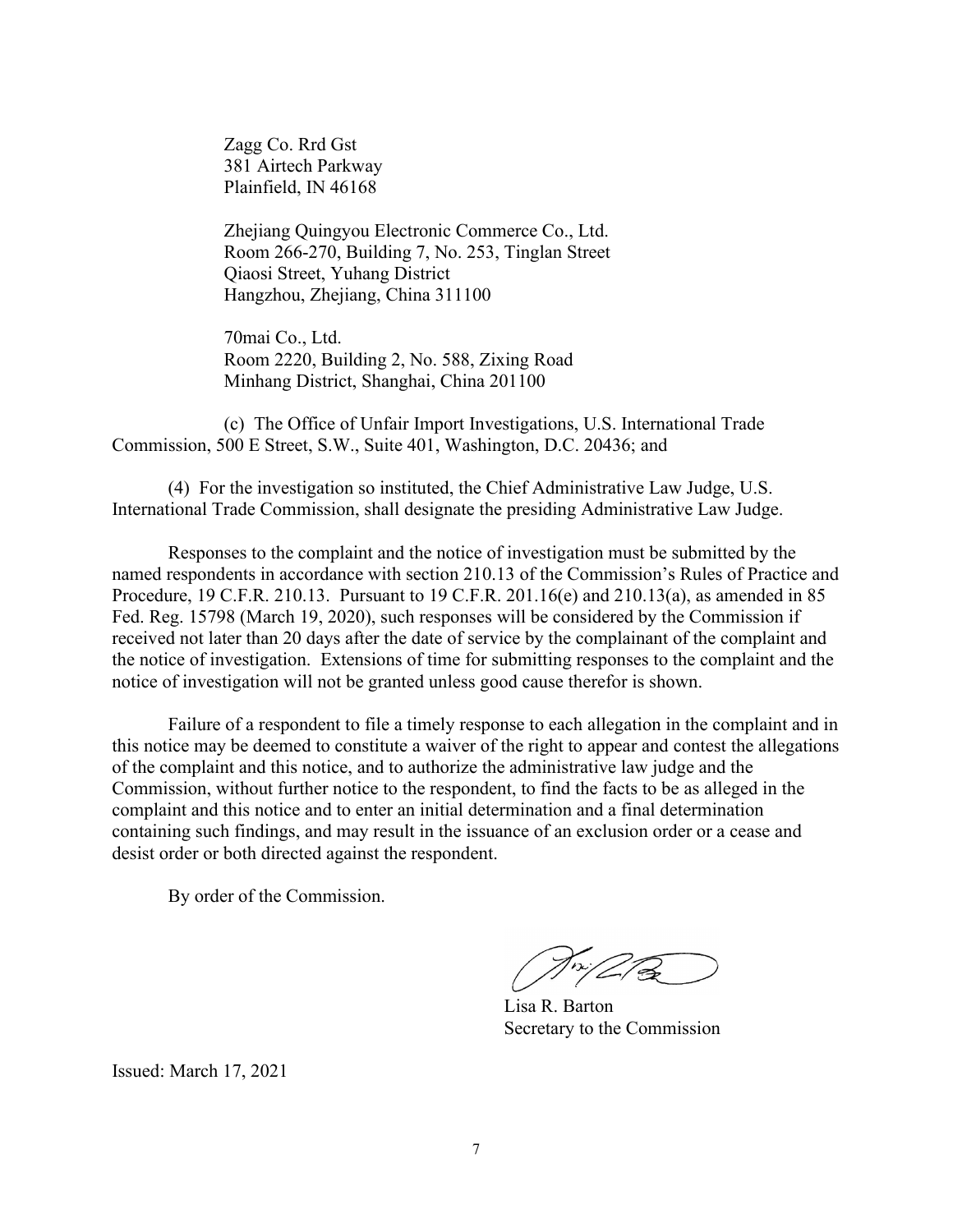Zagg Co. Rrd Gst
381 Airtech Parkway
Plainfield, IN 46168

Zhejiang Quingyou Electronic Commerce Co., Ltd.
Room 266-270, Building 7, No. 253, Tinglan Street
Qiaosi Street, Yuhang District
Hangzhou, Zhejiang, China 311100

70mai Co., Ltd.
Room 2220, Building 2, No. 588, Zixing Road
Minhang District, Shanghai, China 201100

(c) The Office of Unfair Import Investigations, U.S. International Trade Commission, 500 E Street, S.W., Suite 401, Washington, D.C. 20436; and

(4) For the investigation so instituted, the Chief Administrative Law Judge, U.S. International Trade Commission, shall designate the presiding Administrative Law Judge.

Responses to the complaint and the notice of investigation must be submitted by the named respondents in accordance with section 210.13 of the Commission's Rules of Practice and Procedure, 19 C.F.R. 210.13. Pursuant to 19 C.F.R. 201.16(e) and 210.13(a), as amended in 85 Fed. Reg. 15798 (March 19, 2020), such responses will be considered by the Commission if received not later than 20 days after the date of service by the complainant of the complaint and the notice of investigation. Extensions of time for submitting responses to the complaint and the notice of investigation will not be granted unless good cause therefor is shown.

Failure of a respondent to file a timely response to each allegation in the complaint and in this notice may be deemed to constitute a waiver of the right to appear and contest the allegations of the complaint and this notice, and to authorize the administrative law judge and the Commission, without further notice to the respondent, to find the facts to be as alleged in the complaint and this notice and to enter an initial determination and a final determination containing such findings, and may result in the issuance of an exclusion order or a cease and desist order or both directed against the respondent.

By order of the Commission.

Lisa R. Barton
Secretary to the Commission

Issued: March 17, 2021